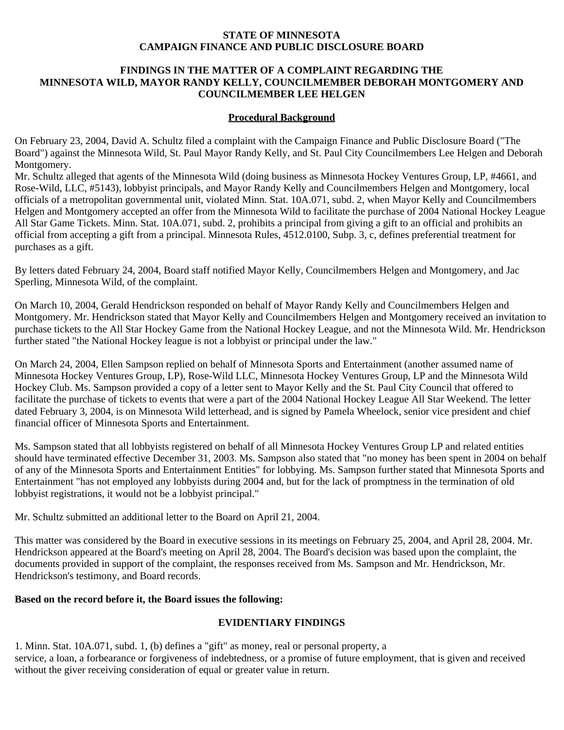**STATE OF MINNESOTA**
**CAMPAIGN FINANCE AND PUBLIC DISCLOSURE BOARD**

# FINDINGS IN THE MATTER OF A COMPLAINT REGARDING THE MINNESOTA WILD, MAYOR RANDY KELLY, COUNCILMEMBER DEBORAH MONTGOMERY AND COUNCILMEMBER LEE HELGEN

## Procedural Background

On February 23, 2004, David A. Schultz filed a complaint with the Campaign Finance and Public Disclosure Board ("The Board") against the Minnesota Wild, St. Paul Mayor Randy Kelly, and St. Paul City Councilmembers Lee Helgen and Deborah Montgomery.

Mr. Schultz alleged that agents of the Minnesota Wild (doing business as Minnesota Hockey Ventures Group, LP, #4661, and Rose-Wild, LLC, #5143), lobbyist principals, and Mayor Randy Kelly and Councilmembers Helgen and Montgomery, local officials of a metropolitan governmental unit, violated Minn. Stat. 10A.071, subd. 2, when Mayor Kelly and Councilmembers Helgen and Montgomery accepted an offer from the Minnesota Wild to facilitate the purchase of 2004 National Hockey League All Star Game Tickets. Minn. Stat. 10A.071, subd. 2, prohibits a principal from giving a gift to an official and prohibits an official from accepting a gift from a principal. Minnesota Rules, 4512.0100, Subp. 3, c, defines preferential treatment for purchases as a gift.

By letters dated February 24, 2004, Board staff notified Mayor Kelly, Councilmembers Helgen and Montgomery, and Jac Sperling, Minnesota Wild, of the complaint.

On March 10, 2004, Gerald Hendrickson responded on behalf of Mayor Randy Kelly and Councilmembers Helgen and Montgomery. Mr. Hendrickson stated that Mayor Kelly and Councilmembers Helgen and Montgomery received an invitation to purchase tickets to the All Star Hockey Game from the National Hockey League, and not the Minnesota Wild. Mr. Hendrickson further stated "the National Hockey league is not a lobbyist or principal under the law."

On March 24, 2004, Ellen Sampson replied on behalf of Minnesota Sports and Entertainment (another assumed name of Minnesota Hockey Ventures Group, LP), Rose-Wild LLC, Minnesota Hockey Ventures Group, LP and the Minnesota Wild Hockey Club. Ms. Sampson provided a copy of a letter sent to Mayor Kelly and the St. Paul City Council that offered to facilitate the purchase of tickets to events that were a part of the 2004 National Hockey League All Star Weekend. The letter dated February 3, 2004, is on Minnesota Wild letterhead, and is signed by Pamela Wheelock, senior vice president and chief financial officer of Minnesota Sports and Entertainment.

Ms. Sampson stated that all lobbyists registered on behalf of all Minnesota Hockey Ventures Group LP and related entities should have terminated effective December 31, 2003. Ms. Sampson also stated that "no money has been spent in 2004 on behalf of any of the Minnesota Sports and Entertainment Entities" for lobbying. Ms. Sampson further stated that Minnesota Sports and Entertainment "has not employed any lobbyists during 2004 and, but for the lack of promptness in the termination of old lobbyist registrations, it would not be a lobbyist principal."

Mr. Schultz submitted an additional letter to the Board on April 21, 2004.

This matter was considered by the Board in executive sessions in its meetings on February 25, 2004, and April 28, 2004. Mr. Hendrickson appeared at the Board's meeting on April 28, 2004. The Board's decision was based upon the complaint, the documents provided in support of the complaint, the responses received from Ms. Sampson and Mr. Hendrickson, Mr. Hendrickson's testimony, and Board records.

**Based on the record before it, the Board issues the following:**

## EVIDENTIARY FINDINGS

1. Minn. Stat. 10A.071, subd. 1, (b) defines a "gift" as money, real or personal property, a service, a loan, a forbearance or forgiveness of indebtedness, or a promise of future employment, that is given and received without the giver receiving consideration of equal or greater value in return.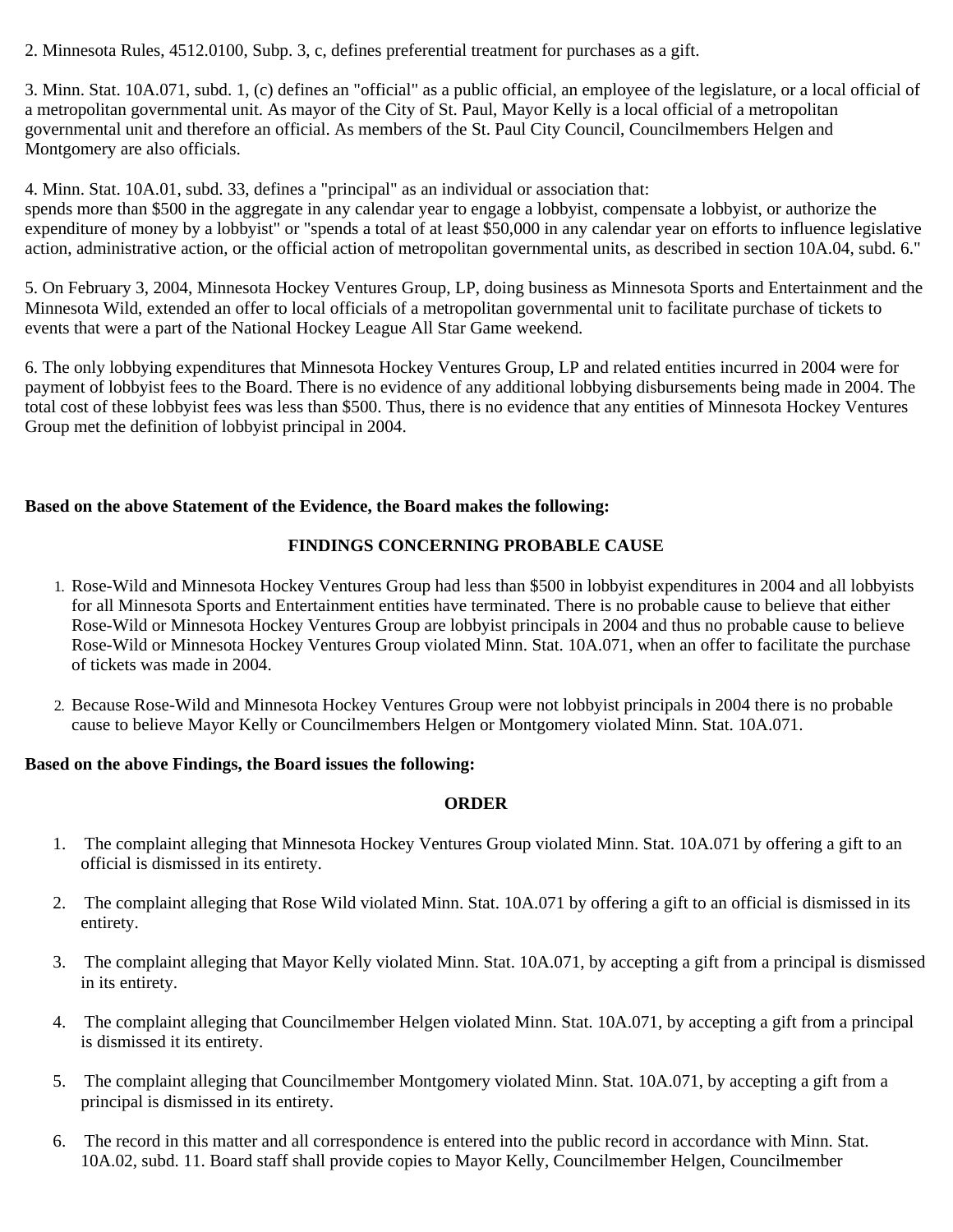2. Minnesota Rules, 4512.0100, Subp. 3, c, defines preferential treatment for purchases as a gift.

3. Minn. Stat. 10A.071, subd. 1, (c) defines an "official" as a public official, an employee of the legislature, or a local official of a metropolitan governmental unit. As mayor of the City of St. Paul, Mayor Kelly is a local official of a metropolitan governmental unit and therefore an official. As members of the St. Paul City Council, Councilmembers Helgen and Montgomery are also officials.

4. Minn. Stat. 10A.01, subd. 33, defines a "principal" as an individual or association that:
spends more than $500 in the aggregate in any calendar year to engage a lobbyist, compensate a lobbyist, or authorize the expenditure of money by a lobbyist" or "spends a total of at least $50,000 in any calendar year on efforts to influence legislative action, administrative action, or the official action of metropolitan governmental units, as described in section 10A.04, subd. 6."

5. On February 3, 2004, Minnesota Hockey Ventures Group, LP, doing business as Minnesota Sports and Entertainment and the Minnesota Wild, extended an offer to local officials of a metropolitan governmental unit to facilitate purchase of tickets to events that were a part of the National Hockey League All Star Game weekend.

6. The only lobbying expenditures that Minnesota Hockey Ventures Group, LP and related entities incurred in 2004 were for payment of lobbyist fees to the Board. There is no evidence of any additional lobbying disbursements being made in 2004. The total cost of these lobbyist fees was less than $500. Thus, there is no evidence that any entities of Minnesota Hockey Ventures Group met the definition of lobbyist principal in 2004.

**Based on the above Statement of the Evidence, the Board makes the following:**

**FINDINGS CONCERNING PROBABLE CAUSE**

1. Rose-Wild and Minnesota Hockey Ventures Group had less than $500 in lobbyist expenditures in 2004 and all lobbyists for all Minnesota Sports and Entertainment entities have terminated. There is no probable cause to believe that either Rose-Wild or Minnesota Hockey Ventures Group are lobbyist principals in 2004 and thus no probable cause to believe Rose-Wild or Minnesota Hockey Ventures Group violated Minn. Stat. 10A.071, when an offer to facilitate the purchase of tickets was made in 2004.

2. Because Rose-Wild and Minnesota Hockey Ventures Group were not lobbyist principals in 2004 there is no probable cause to believe Mayor Kelly or Councilmembers Helgen or Montgomery violated Minn. Stat. 10A.071.

**Based on the above Findings, the Board issues the following:**

**ORDER**

1. The complaint alleging that Minnesota Hockey Ventures Group violated Minn. Stat. 10A.071 by offering a gift to an official is dismissed in its entirety.

2. The complaint alleging that Rose Wild violated Minn. Stat. 10A.071 by offering a gift to an official is dismissed in its entirety.

3. The complaint alleging that Mayor Kelly violated Minn. Stat. 10A.071, by accepting a gift from a principal is dismissed in its entirety.

4. The complaint alleging that Councilmember Helgen violated Minn. Stat. 10A.071, by accepting a gift from a principal is dismissed it its entirety.

5. The complaint alleging that Councilmember Montgomery violated Minn. Stat. 10A.071, by accepting a gift from a principal is dismissed in its entirety.

6. The record in this matter and all correspondence is entered into the public record in accordance with Minn. Stat. 10A.02, subd. 11. Board staff shall provide copies to Mayor Kelly, Councilmember Helgen, Councilmember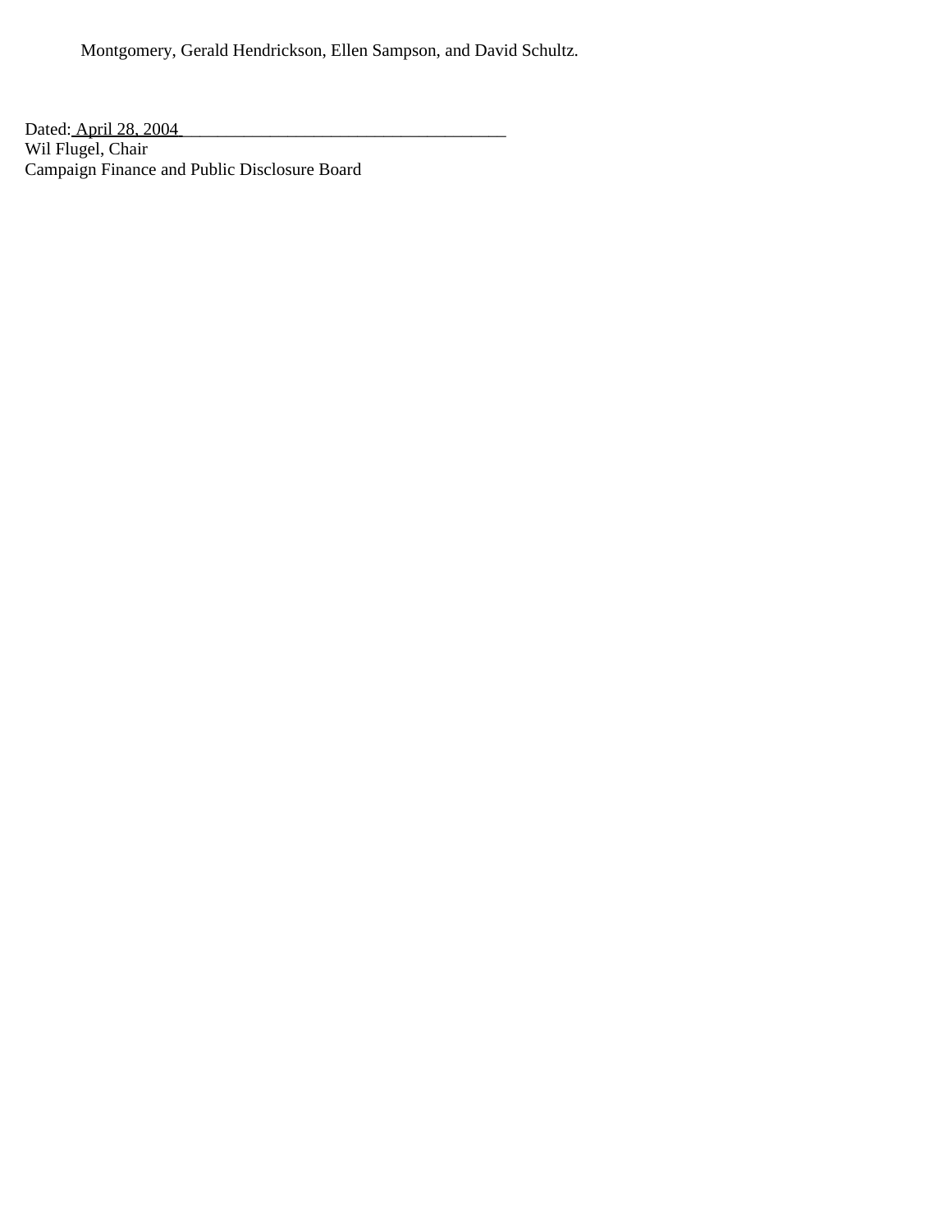Montgomery, Gerald Hendrickson, Ellen Sampson, and David Schultz.

Dated: April 28, 2004 ____________________________________
Wil Flugel, Chair
Campaign Finance and Public Disclosure Board